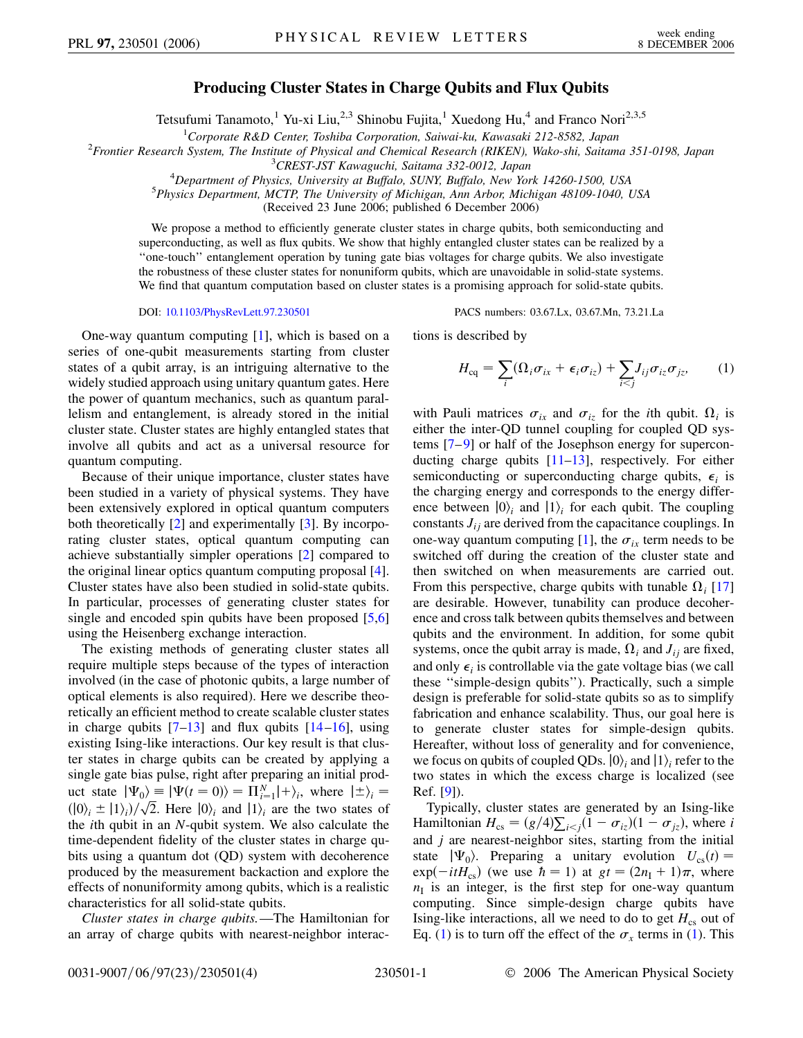# Producing Cluster States in Charge Qubits and Flux Qubits

Tetsufumi Tanamoto,[1] Yu-xi Liu,[2,3] Shinobu Fujita,[1] Xuedong Hu,[4] and Franco Nori[2,3,5]

[1]*Corporate R&D Center, Toshiba Corporation, Saiwai-ku, Kawasaki 212-8582, Japan*
[2]*Frontier Research System, The Institute of Physical and Chemical Research (RIKEN), Wako-shi, Saitama 351-0198, Japan*
[3]*CREST-JST Kawaguchi, Saitama 332-0012, Japan*
[4]*Department of Physics, University at Buffalo, SUNY, Buffalo, New York 14260-1500, USA*
[5]*Physics Department, MCTP, The University of Michigan, Ann Arbor, Michigan 48109-1040, USA*
(Received 23 June 2006; published 6 December 2006)

We propose a method to efficiently generate cluster states in charge qubits, both semiconducting and superconducting, as well as flux qubits. We show that highly entangled cluster states can be realized by a "one-touch" entanglement operation by tuning gate bias voltages for charge qubits. We also investigate the robustness of these cluster states for nonuniform qubits, which are unavoidable in solid-state systems. We find that quantum computation based on cluster states is a promising approach for solid-state qubits.

DOI: 10.1103/PhysRevLett.97.230501 PACS numbers: 03.67.Lx, 03.67.Mn, 73.21.La

One-way quantum computing [1], which is based on a series of one-qubit measurements starting from cluster states of a qubit array, is an intriguing alternative to the widely studied approach using unitary quantum gates. Here the power of quantum mechanics, such as quantum parallelism and entanglement, is already stored in the initial cluster state. Cluster states are highly entangled states that involve all qubits and act as a universal resource for quantum computing.

Because of their unique importance, cluster states have been studied in a variety of physical systems. They have been extensively explored in optical quantum computers both theoretically [2] and experimentally [3]. By incorporating cluster states, optical quantum computing can achieve substantially simpler operations [2] compared to the original linear optics quantum computing proposal [4]. Cluster states have also been studied in solid-state qubits. In particular, processes of generating cluster states for single and encoded spin qubits have been proposed [5,6] using the Heisenberg exchange interaction.

The existing methods of generating cluster states all require multiple steps because of the types of interaction involved (in the case of photonic qubits, a large number of optical elements is also required). Here we describe theoretically an efficient method to create scalable cluster states in charge qubits [7–13] and flux qubits [14–16], using existing Ising-like interactions. Our key result is that cluster states in charge qubits can be created by applying a single gate bias pulse, right after preparing an initial product state $|\Psi_0\rangle \equiv |\Psi(t=0)\rangle = \Pi_{i=1}^{N}|+\rangle_i$, where $|\pm\rangle_i = (|0\rangle_i \pm |1\rangle_i)/\sqrt{2}$. Here $|0\rangle_i$ and $|1\rangle_i$ are the two states of the $i$th qubit in an $N$-qubit system. We also calculate the time-dependent fidelity of the cluster states in charge qubits using a quantum dot (QD) system with decoherence produced by the measurement backaction and explore the effects of nonuniformity among qubits, which is a realistic characteristics for all solid-state qubits.

*Cluster states in charge qubits.*—The Hamiltonian for an array of charge qubits with nearest-neighbor interactions is described by

$$H_{\rm cq} = \sum_i (\Omega_i \sigma_{ix} + \epsilon_i \sigma_{iz}) + \sum_{i<j} J_{ij}\sigma_{iz}\sigma_{jz}, \qquad (1)$$

with Pauli matrices $\sigma_{ix}$ and $\sigma_{iz}$ for the $i$th qubit. $\Omega_i$ is either the inter-QD tunnel coupling for coupled QD systems [7–9] or half of the Josephson energy for superconducting charge qubits [11–13], respectively. For either semiconducting or superconducting charge qubits, $\epsilon_i$ is the charging energy and corresponds to the energy difference between $|0\rangle_i$ and $|1\rangle_i$ for each qubit. The coupling constants $J_{ij}$ are derived from the capacitance couplings. In one-way quantum computing [1], the $\sigma_{ix}$ term needs to be switched off during the creation of the cluster state and then switched on when measurements are carried out. From this perspective, charge qubits with tunable $\Omega_i$ [17] are desirable. However, tunability can produce decoherence and cross talk between qubits themselves and between qubits and the environment. In addition, for some qubit systems, once the qubit array is made, $\Omega_i$ and $J_{ij}$ are fixed, and only $\epsilon_i$ is controllable via the gate voltage bias (we call these "simple-design qubits"). Practically, such a simple design is preferable for solid-state qubits so as to simplify fabrication and enhance scalability. Thus, our goal here is to generate cluster states for simple-design qubits. Hereafter, without loss of generality and for convenience, we focus on qubits of coupled QDs. $|0\rangle_i$ and $|1\rangle_i$ refer to the two states in which the excess charge is localized (see Ref. [9]).

Typically, cluster states are generated by an Ising-like Hamiltonian $H_{\rm cs} = (g/4)\sum_{i<j}(1-\sigma_{iz})(1-\sigma_{jz})$, where $i$ and $j$ are nearest-neighbor sites, starting from the initial state $|\Psi_0\rangle$. Preparing a unitary evolution $U_{\rm cs}(t) = \exp(-itH_{\rm cs})$ (we use $\hbar = 1$) at $gt = (2n_{\rm I}+1)\pi$, where $n_{\rm I}$ is an integer, is the first step for one-way quantum computing. Since simple-design charge qubits have Ising-like interactions, all we need to do to get $H_{\rm cs}$ out of Eq. (1) is to turn off the effect of the $\sigma_x$ terms in (1). This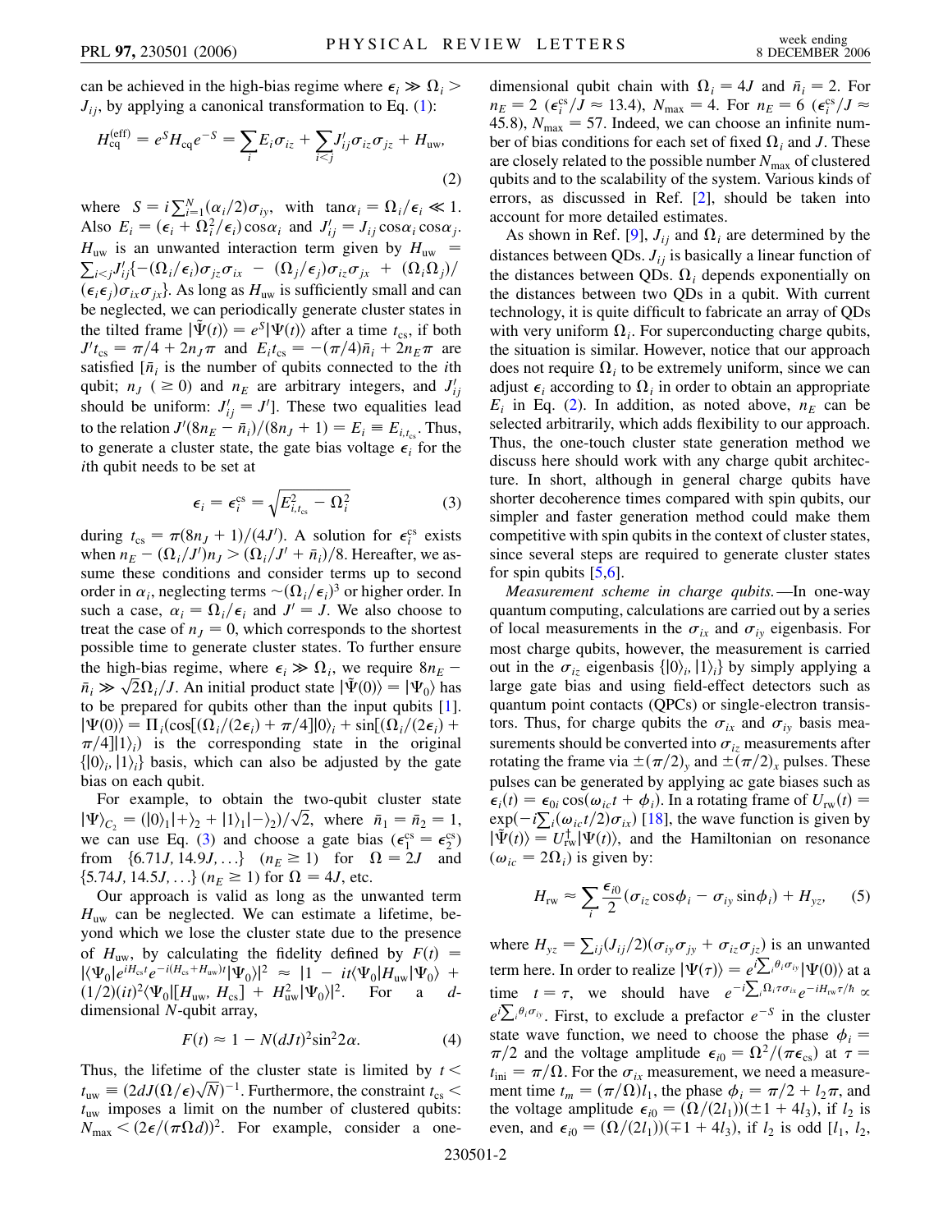can be achieved in the high-bias regime where $\epsilon_i \gg \Omega_i > J_{ij}$, by applying a canonical transformation to Eq. (1):

$$H_{\rm cq}^{\rm (eff)} = e^S H_{\rm cq} e^{-S} = \sum_i E_i \sigma_{iz} + \sum_{i<j} J'_{ij}\sigma_{iz}\sigma_{jz} + H_{\rm uw}, \tag{2}$$

where $S = i\sum_{i=1}^{N}(\alpha_i/2)\sigma_{iy}$, with $\tan\alpha_i = \Omega_i/\epsilon_i \ll 1$. Also $E_i = (\epsilon_i + \Omega_i^2/\epsilon_i)\cos\alpha_i$ and $J'_{ij} = J_{ij}\cos\alpha_i\cos\alpha_j$. $H_{\rm uw}$ is an unwanted interaction term given by $H_{\rm uw} = \sum_{i<j} J'_{ij}\{-(\Omega_i/\epsilon_i)\sigma_{jz}\sigma_{ix} - (\Omega_j/\epsilon_j)\sigma_{iz}\sigma_{jx} + (\Omega_i\Omega_j)/(\epsilon_i\epsilon_j)\sigma_{ix}\sigma_{jx}\}$. As long as $H_{\rm uw}$ is sufficiently small and can be neglected, we can periodically generate cluster states in the tilted frame $|\tilde{\Psi}(t)\rangle = e^S|\Psi(t)\rangle$ after a time $t_{\rm cs}$, if both $J' t_{\rm cs} = \pi/4 + 2n_J\pi$ and $E_i t_{\rm cs} = -(\pi/4)\bar{n}_i + 2n_E\pi$ are satisfied [$\bar{n}_i$ is the number of qubits connected to the $i$th qubit; $n_J$ ($\geq 0$) and $n_E$ are arbitrary integers, and $J'_{ij}$ should be uniform: $J'_{ij} = J'$]. These two equalities lead to the relation $J'(8n_E - \bar{n}_i)/(8n_J + 1) = E_i \equiv E_{i,t_{\rm cs}}$. Thus, to generate a cluster state, the gate bias voltage $\epsilon_i$ for the $i$th qubit needs to be set at

$$\epsilon_i = \epsilon_i^{\rm cs} = \sqrt{E_{i,t_{\rm cs}}^2 - \Omega_i^2} \tag{3}$$

during $t_{\rm cs} = \pi(8n_J + 1)/(4J')$. A solution for $\epsilon_i^{\rm cs}$ exists when $n_E - (\Omega_i/J')n_J > (\Omega_i/J' + \bar{n}_i)/8$. Hereafter, we assume these conditions and consider terms up to second order in $\alpha_i$, neglecting terms $\sim(\Omega_i/\epsilon_i)^3$ or higher order. In such a case, $\alpha_i = \Omega_i/\epsilon_i$ and $J' = J$. We also choose to treat the case of $n_J = 0$, which corresponds to the shortest possible time to generate cluster states. To further ensure the high-bias regime, where $\epsilon_i \gg \Omega_i$, we require $8n_E - \bar{n}_i \gg \sqrt{2}\Omega_i/J$. An initial product state $|\tilde{\Psi}(0)\rangle = |\Psi_0\rangle$ has to be prepared for qubits other than the input qubits [1]. $|\Psi(0)\rangle = \Pi_i(\cos[(\Omega_i/(2\epsilon_i) + \pi/4]|0\rangle_i + \sin[(\Omega_i/(2\epsilon_i) + \pi/4]|1\rangle_i)$ is the corresponding state in the original $\{|0\rangle_i, |1\rangle_i\}$ basis, which can also be adjusted by the gate bias on each qubit.

For example, to obtain the two-qubit cluster state $|\Psi\rangle_{C_2} = (|0\rangle_1|+\rangle_2 + |1\rangle_1|-\rangle_2)/\sqrt{2}$, where $\bar{n}_1 = \bar{n}_2 = 1$, we can use Eq. (3) and choose a gate bias ($\epsilon_1^{\rm cs} = \epsilon_2^{\rm cs}$) from $\{6.71J, 14.9J, \ldots\}$ ($n_E \geq 1$) for $\Omega = 2J$ and $\{5.74J, 14.5J, \ldots\}$ ($n_E \geq 1$) for $\Omega = 4J$, etc.

Our approach is valid as long as the unwanted term $H_{\rm uw}$ can be neglected. We can estimate a lifetime, beyond which we lose the cluster state due to the presence of $H_{\rm uw}$, by calculating the fidelity defined by $F(t) = |\langle\Psi_0|e^{iH_{\rm cs}t}e^{-i(H_{\rm cs}+H_{\rm uw})t}|\Psi_0\rangle|^2 \approx |1 - it\langle\Psi_0|H_{\rm uw}|\Psi_0\rangle + (1/2)(it)^2\langle\Psi_0|[H_{\rm uw}, H_{\rm cs}] + H_{\rm uw}^2|\Psi_0\rangle|^2$. For a $d$-dimensional $N$-qubit array,

$$F(t) \approx 1 - N(dJt)^2\sin^2 2\alpha. \tag{4}$$

Thus, the lifetime of the cluster state is limited by $t < t_{\rm uw} \equiv (2dJ(\Omega/\epsilon)\sqrt{N})^{-1}$. Furthermore, the constraint $t_{\rm cs} < t_{\rm uw}$ imposes a limit on the number of clustered qubits: $N_{\max} < (2\epsilon/(\pi\Omega d))^2$. For example, consider a one-dimensional qubit chain with $\Omega_i = 4J$ and $\bar{n}_i = 2$. For $n_E = 2$ ($\epsilon_i^{\rm cs}/J \approx 13.4$), $N_{\max} = 4$. For $n_E = 6$ ($\epsilon_i^{\rm cs}/J \approx 45.8$), $N_{\max} = 57$. Indeed, we can choose an infinite number of bias conditions for each set of fixed $\Omega_i$ and $J$. These are closely related to the possible number $N_{\max}$ of clustered qubits and to the scalability of the system. Various kinds of errors, as discussed in Ref. [2], should be taken into account for more detailed estimates.

As shown in Ref. [9], $J_{ij}$ and $\Omega_i$ are determined by the distances between QDs. $J_{ij}$ is basically a linear function of the distances between QDs. $\Omega_i$ depends exponentially on the distances between two QDs in a qubit. With current technology, it is quite difficult to fabricate an array of QDs with very uniform $\Omega_i$. For superconducting charge qubits, the situation is similar. However, notice that our approach does not require $\Omega_i$ to be extremely uniform, since we can adjust $\epsilon_i$ according to $\Omega_i$ in order to obtain an appropriate $E_i$ in Eq. (2). In addition, as noted above, $n_E$ can be selected arbitrarily, which adds flexibility to our approach. Thus, the one-touch cluster state generation method we discuss here should work with any charge qubit architecture. In short, although in general charge qubits have shorter decoherence times compared with spin qubits, our simpler and faster generation method could make them competitive with spin qubits in the context of cluster states, since several steps are required to generate cluster states for spin qubits [5,6].

*Measurement scheme in charge qubits.*—In one-way quantum computing, calculations are carried out by a series of local measurements in the $\sigma_{ix}$ and $\sigma_{iy}$ eigenbasis. For most charge qubits, however, the measurement is carried out in the $\sigma_{iz}$ eigenbasis $\{|0\rangle_i, |1\rangle_i\}$ by simply applying a large gate bias and using field-effect detectors such as quantum point contacts (QPCs) or single-electron transistors. Thus, for charge qubits the $\sigma_{ix}$ and $\sigma_{iy}$ basis measurements should be converted into $\sigma_{iz}$ measurements after rotating the frame via $\pm(\pi/2)_y$ and $\pm(\pi/2)_x$ pulses. These pulses can be generated by applying ac gate biases such as $\epsilon_i(t) = \epsilon_{0i}\cos(\omega_{ic}t + \phi_i)$. In a rotating frame of $U_{\rm rw}(t) = \exp(-i\sum_i(\omega_{ic}t/2)\sigma_{ix})$ [18], the wave function is given by $|\tilde{\Psi}(t)\rangle = U_{\rm rw}^\dagger|\Psi(t)\rangle$, and the Hamiltonian on resonance ($\omega_{ic} = 2\Omega_i$) is given by:

$$H_{\rm rw} \approx \sum_i \frac{\epsilon_{i0}}{2}(\sigma_{iz}\cos\phi_i - \sigma_{iy}\sin\phi_i) + H_{yz}, \tag{5}$$

where $H_{yz} = \sum_{ij}(J_{ij}/2)(\sigma_{iy}\sigma_{jy} + \sigma_{iz}\sigma_{jz})$ is an unwanted term here. In order to realize $|\Psi(\tau)\rangle = e^{i\sum_i\theta_i\sigma_{iy}}|\Psi(0)\rangle$ at a time $t = \tau$, we should have $e^{-i\sum_i\Omega_i\tau\sigma_{ix}}e^{-iH_{\rm rw}\tau/\hbar} \propto e^{i\sum_i\theta_i\sigma_{iy}}$. First, to exclude a prefactor $e^{-S}$ in the cluster state wave function, we need to choose the phase $\phi_i = \pi/2$ and the voltage amplitude $\epsilon_{i0} = \Omega^2/(\pi\epsilon_{\rm cs})$ at $\tau = t_{\rm ini} = \pi/\Omega$. For the $\sigma_{ix}$ measurement, we need a measurement time $t_m = (\pi/\Omega)l_1$, the phase $\phi_i = \pi/2 + l_2\pi$, and the voltage amplitude $\epsilon_{i0} = (\Omega/(2l_1))(\pm 1 + 4l_3)$, if $l_2$ is even, and $\epsilon_{i0} = (\Omega/(2l_1))(\mp 1 + 4l_3)$, if $l_2$ is odd [$l_1$, $l_2$,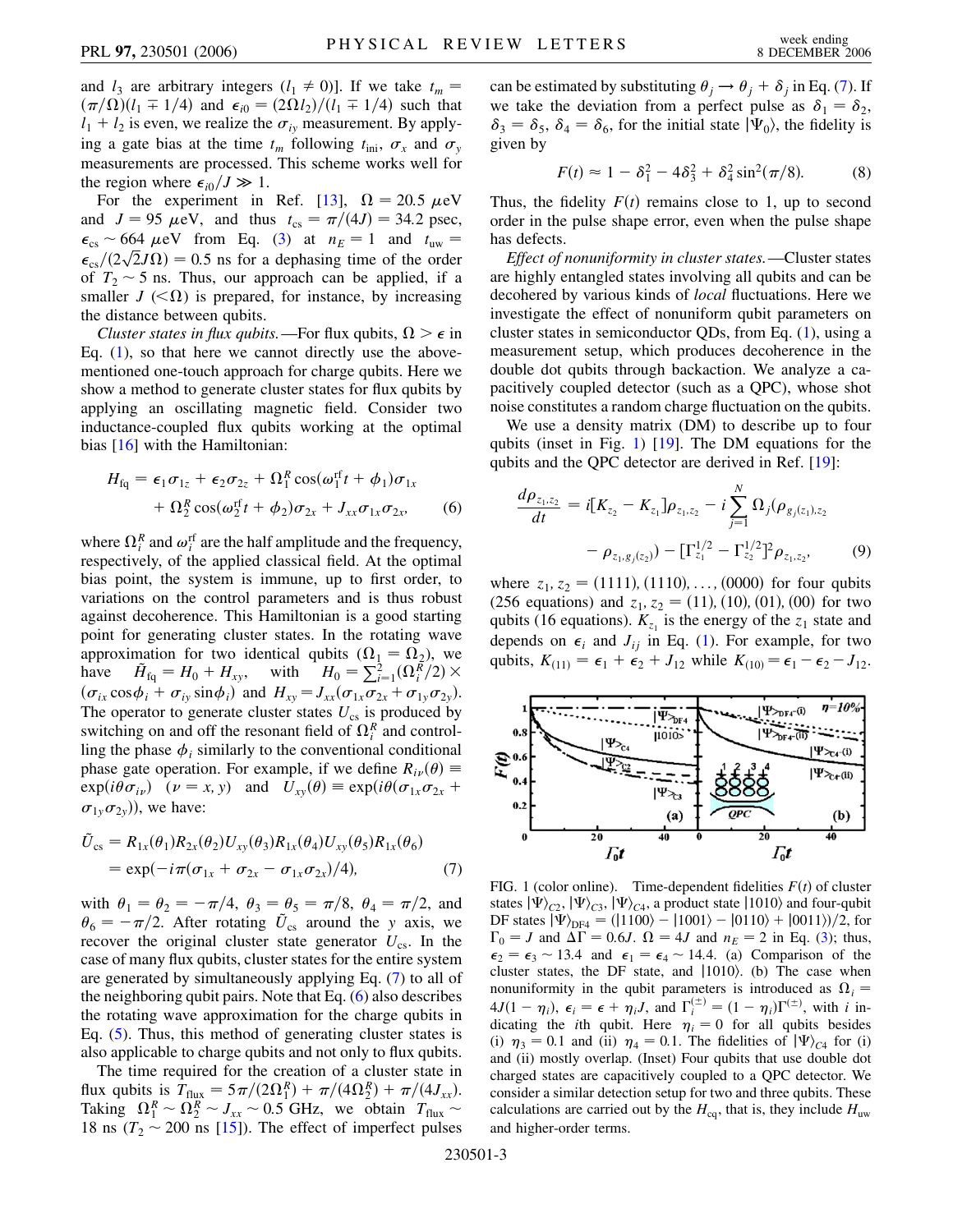and $l_3$ are arbitrary integers ($l_1 \neq 0$)]. If we take $t_m = (\pi/\Omega)(l_1 \mp 1/4)$ and $\epsilon_{i0} = (2\Omega l_2)/(l_1 \mp 1/4)$ such that $l_1 + l_2$ is even, we realize the $\sigma_{iy}$ measurement. By applying a gate bias at the time $t_m$ following $t_{\rm ini}$, $\sigma_x$ and $\sigma_y$ measurements are processed. This scheme works well for the region where $\epsilon_{i0}/J \gg 1$.

For the experiment in Ref. [13], $\Omega = 20.5\ \mu$eV and $J = 95\ \mu$eV, and thus $t_{\rm cs} = \pi/(4J) = 34.2$ psec, $\epsilon_{\rm cs} \sim 664\ \mu$eV from Eq. (3) at $n_E = 1$ and $t_{\rm uw} = \epsilon_{\rm cs}/(2\sqrt{2}J\Omega) = 0.5$ ns for a dephasing time of the order of $T_2 \sim 5$ ns. Thus, our approach can be applied, if a smaller $J$ ($<\Omega$) is prepared, for instance, by increasing the distance between qubits.

*Cluster states in flux qubits.*—For flux qubits, $\Omega > \epsilon$ in Eq. (1), so that here we cannot directly use the above-mentioned one-touch approach for charge qubits. Here we show a method to generate cluster states for flux qubits by applying an oscillating magnetic field. Consider two inductance-coupled flux qubits working at the optimal bias [16] with the Hamiltonian:

$$H_{\rm fq} = \epsilon_1\sigma_{1z} + \epsilon_2\sigma_{2z} + \Omega_1^R\cos(\omega_1^{\rm rf}t + \phi_1)\sigma_{1x} + \Omega_2^R\cos(\omega_2^{\rm rf}t + \phi_2)\sigma_{2x} + J_{xx}\sigma_{1x}\sigma_{2x}, \tag{6}$$

where $\Omega_i^R$ and $\omega_i^{\rm rf}$ are the half amplitude and the frequency, respectively, of the applied classical field. At the optimal bias point, the system is immune, up to first order, to variations on the control parameters and is thus robust against decoherence. This Hamiltonian is a good starting point for generating cluster states. In the rotating wave approximation for two identical qubits ($\Omega_1 = \Omega_2$), we have $\tilde{H}_{\rm fq} = H_0 + H_{xy}$, with $H_0 = \sum_{i=1}^{2}(\Omega_i^R/2)\times(\sigma_{ix}\cos\phi_i + \sigma_{iy}\sin\phi_i)$ and $H_{xy} = J_{xx}(\sigma_{1x}\sigma_{2x} + \sigma_{1y}\sigma_{2y})$. The operator to generate cluster states $U_{\rm cs}$ is produced by switching on and off the resonant field of $\Omega_i^R$ and controlling the phase $\phi_i$ similarly to the conventional conditional phase gate operation. For example, if we define $R_{i\nu}(\theta) \equiv \exp(i\theta\sigma_{i\nu})$ ($\nu = x, y$) and $U_{xy}(\theta) \equiv \exp(i\theta(\sigma_{1x}\sigma_{2x} + \sigma_{1y}\sigma_{2y}))$, we have:

$$\tilde{U}_{\rm cs} = R_{1x}(\theta_1)R_{2x}(\theta_2)U_{xy}(\theta_3)R_{1x}(\theta_4)U_{xy}(\theta_5)R_{1x}(\theta_6) = \exp(-i\pi(\sigma_{1x} + \sigma_{2x} - \sigma_{1x}\sigma_{2x})/4), \tag{7}$$

with $\theta_1 = \theta_2 = -\pi/4$, $\theta_3 = \theta_5 = \pi/8$, $\theta_4 = \pi/2$, and $\theta_6 = -\pi/2$. After rotating $\tilde{U}_{\rm cs}$ around the $y$ axis, we recover the original cluster state generator $U_{\rm cs}$. In the case of many flux qubits, cluster states for the entire system are generated by simultaneously applying Eq. (7) to all of the neighboring qubit pairs. Note that Eq. (6) also describes the rotating wave approximation for the charge qubits in Eq. (5). Thus, this method of generating cluster states is also applicable to charge qubits and not only to flux qubits.

The time required for the creation of a cluster state in flux qubits is $T_{\rm flux} = 5\pi/(2\Omega_1^R) + \pi/(4\Omega_2^R) + \pi/(4J_{xx})$. Taking $\Omega_1^R \sim \Omega_2^R \sim J_{xx} \sim 0.5$ GHz, we obtain $T_{\rm flux} \sim 18$ ns ($T_2 \sim 200$ ns [15]). The effect of imperfect pulses can be estimated by substituting $\theta_j \to \theta_j + \delta_j$ in Eq. (7). If we take the deviation from a perfect pulse as $\delta_1 = \delta_2$, $\delta_3 = \delta_5$, $\delta_4 = \delta_6$, for the initial state $|\Psi_0\rangle$, the fidelity is given by

$$F(t) \approx 1 - \delta_1^2 - 4\delta_3^2 + \delta_4^2\sin^2(\pi/8). \tag{8}$$

Thus, the fidelity $F(t)$ remains close to 1, up to second order in the pulse shape error, even when the pulse shape has defects.

*Effect of nonuniformity in cluster states.*—Cluster states are highly entangled states involving all qubits and can be decohered by various kinds of *local* fluctuations. Here we investigate the effect of nonuniform qubit parameters on cluster states in semiconductor QDs, from Eq. (1), using a measurement setup, which produces decoherence in the double dot qubits through backaction. We analyze a capacitively coupled detector (such as a QPC), whose shot noise constitutes a random charge fluctuation on the qubits.

We use a density matrix (DM) to describe up to four qubits (inset in Fig. 1) [19]. The DM equations for the qubits and the QPC detector are derived in Ref. [19]:

$$\frac{d\rho_{z_1,z_2}}{dt} = i[K_{z_2} - K_{z_1}]\rho_{z_1,z_2} - i\sum_{j=1}^{N}\Omega_j(\rho_{g_j(z_1),z_2} - \rho_{z_1,g_j(z_2)}) - [\Gamma_{z_1}^{1/2} - \Gamma_{z_2}^{1/2}]^2\rho_{z_1,z_2}, \tag{9}$$

where $z_1, z_2 = (1111), (1110), \ldots, (0000)$ for four qubits (256 equations) and $z_1, z_2 = (11), (10), (01), (00)$ for two qubits (16 equations). $K_{z_1}$ is the energy of the $z_1$ state and depends on $\epsilon_i$ and $J_{ij}$ in Eq. (1). For example, for two qubits, $K_{(11)} = \epsilon_1 + \epsilon_2 + J_{12}$ while $K_{(10)} = \epsilon_1 - \epsilon_2 - J_{12}$.

FIG. 1 (color online). Time-dependent fidelities $F(t)$ of cluster states $|\Psi\rangle_{C2}$, $|\Psi\rangle_{C3}$, $|\Psi\rangle_{C4}$, a product state $|1010\rangle$ and four-qubit DF states $|\Psi\rangle_{\rm DF4} = (|1100\rangle - |1001\rangle - |0110\rangle + |0011\rangle)/2$, for $\Gamma_0 = J$ and $\Delta\Gamma = 0.6J$. $\Omega = 4J$ and $n_E = 2$ in Eq. (3); thus, $\epsilon_2 = \epsilon_3 \sim 13.4$ and $\epsilon_1 = \epsilon_4 \sim 14.4$. (a) Comparison of the cluster states, the DF state, and $|1010\rangle$. (b) The case when nonuniformity in the qubit parameters is introduced as $\Omega_i = 4J(1 - \eta_i)$, $\epsilon_i = \epsilon + \eta_i J$, and $\Gamma_i^{(\pm)} = (1 - \eta_i)\Gamma^{(\pm)}$, with $i$ indicating the $i$th qubit. Here $\eta_i = 0$ for all qubits besides (i) $\eta_3 = 0.1$ and (ii) $\eta_4 = 0.1$. The fidelities of $|\Psi\rangle_{C4}$ for (i) and (ii) mostly overlap. (Inset) Four qubits that use double dot charged states are capacitively coupled to a QPC detector. We consider a similar detection setup for two and three qubits. These calculations are carried out by the $H_{\rm cq}$, that is, they include $H_{\rm uw}$ and higher-order terms.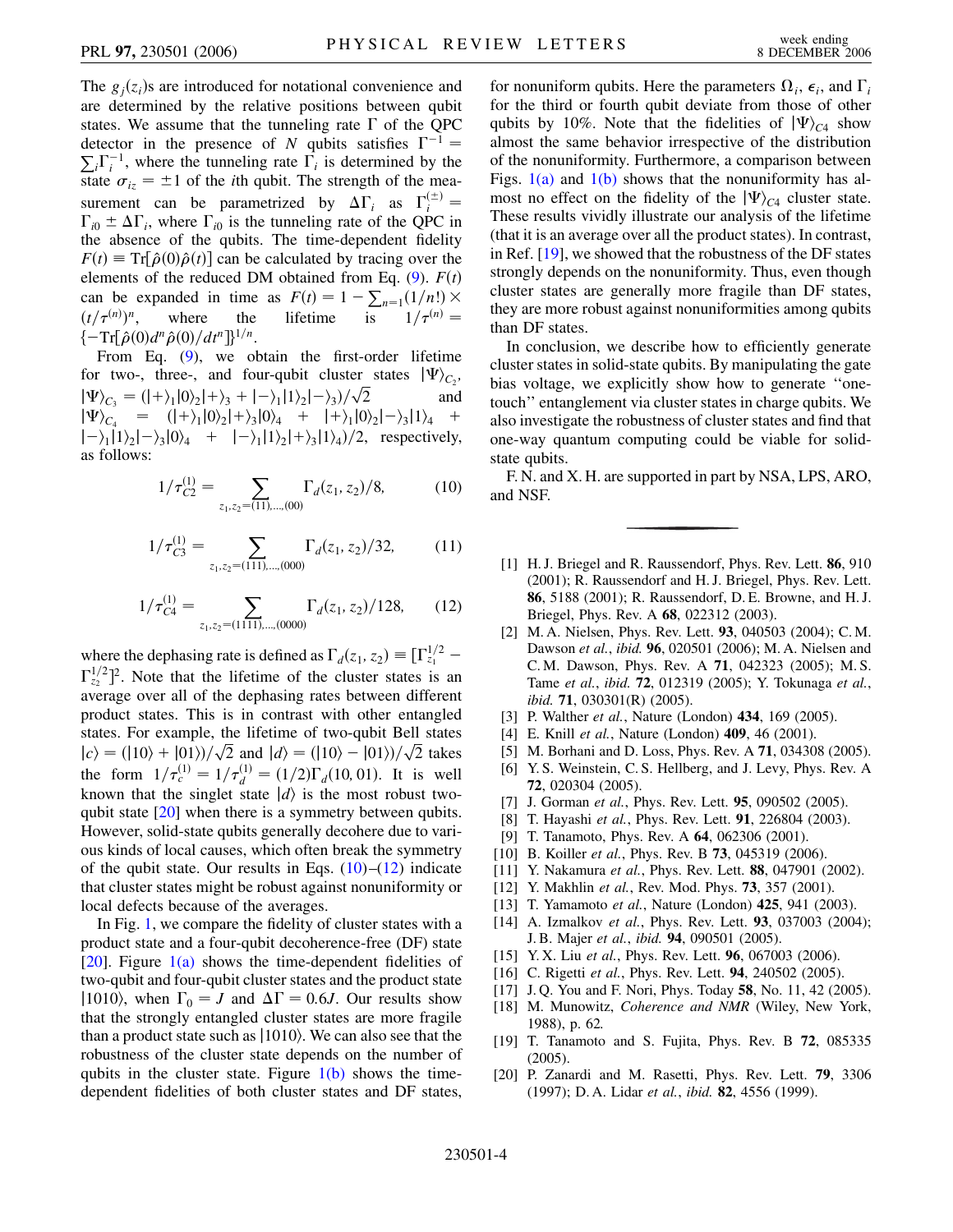The $g_j(z_i)$s are introduced for notational convenience and are determined by the relative positions between qubit states. We assume that the tunneling rate $\Gamma$ of the QPC detector in the presence of $N$ qubits satisfies $\Gamma^{-1} = \sum_i \Gamma_i^{-1}$, where the tunneling rate $\Gamma_i$ is determined by the state $\sigma_{iz} = \pm 1$ of the $i$th qubit. The strength of the measurement can be parametrized by $\Delta\Gamma_i$ as $\Gamma_i^{(\pm)} = \Gamma_{i0} \pm \Delta\Gamma_i$, where $\Gamma_{i0}$ is the tunneling rate of the QPC in the absence of the qubits. The time-dependent fidelity $F(t) \equiv \mathrm{Tr}[\hat{\rho}(0)\hat{\rho}(t)]$ can be calculated by tracing over the elements of the reduced DM obtained from Eq. (9). $F(t)$ can be expanded in time as $F(t) = 1 - \sum_{n=1}(1/n!) \times (t/\tau^{(n)})^n$, where the lifetime is $1/\tau^{(n)} = \{-\mathrm{Tr}[\hat{\rho}(0)d^n\hat{\rho}(0)/dt^n]\}^{1/n}$.

From Eq. (9), we obtain the first-order lifetime for two-, three-, and four-qubit cluster states $|\Psi\rangle_{C_2}$, $|\Psi\rangle_{C_3} = (|+\rangle_1|0\rangle_2|+\rangle_3 + |-\rangle_1|1\rangle_2|-\rangle_3)/\sqrt{2}$ and $|\Psi\rangle_{C_4} = (|+\rangle_1|0\rangle_2|+\rangle_3|0\rangle_4 + |+\rangle_1|0\rangle_2|-\rangle_3|1\rangle_4 + |-\rangle_1|1\rangle_2|-\rangle_3|0\rangle_4 + |-\rangle_1|1\rangle_2|+\rangle_3|1\rangle_4)/2$, respectively, as follows:

$$1/\tau_{C2}^{(1)} = \sum_{z_1,z_2=(11),\ldots,(00)} \Gamma_d(z_1, z_2)/8, \tag{10}$$

$$1/\tau_{C3}^{(1)} = \sum_{z_1,z_2=(111),\ldots,(000)} \Gamma_d(z_1, z_2)/32, \tag{11}$$

$$1/\tau_{C4}^{(1)} = \sum_{z_1,z_2=(1111),\ldots,(0000)} \Gamma_d(z_1, z_2)/128, \tag{12}$$

where the dephasing rate is defined as $\Gamma_d(z_1, z_2) \equiv [\Gamma_{z_1}^{1/2} - \Gamma_{z_2}^{1/2}]^2$. Note that the lifetime of the cluster states is an average over all of the dephasing rates between different product states. This is in contrast with other entangled states. For example, the lifetime of two-qubit Bell states $|c\rangle = (|10\rangle + |01\rangle)/\sqrt{2}$ and $|d\rangle = (|10\rangle - |01\rangle)/\sqrt{2}$ takes the form $1/\tau_c^{(1)} = 1/\tau_d^{(1)} = (1/2)\Gamma_d(10, 01)$. It is well known that the singlet state $|d\rangle$ is the most robust two-qubit state [20] when there is a symmetry between qubits. However, solid-state qubits generally decohere due to various kinds of local causes, which often break the symmetry of the qubit state. Our results in Eqs. (10)–(12) indicate that cluster states might be robust against nonuniformity or local defects because of the averages.

In Fig. 1, we compare the fidelity of cluster states with a product state and a four-qubit decoherence-free (DF) state [20]. Figure 1(a) shows the time-dependent fidelities of two-qubit and four-qubit cluster states and the product state $|1010\rangle$, when $\Gamma_0 = J$ and $\Delta\Gamma = 0.6J$. Our results show that the strongly entangled cluster states are more fragile than a product state such as $|1010\rangle$. We can also see that the robustness of the cluster state depends on the number of qubits in the cluster state. Figure 1(b) shows the time-dependent fidelities of both cluster states and DF states, for nonuniform qubits. Here the parameters $\Omega_i$, $\epsilon_i$, and $\Gamma_i$ for the third or fourth qubit deviate from those of other qubits by 10%. Note that the fidelities of $|\Psi\rangle_{C4}$ show almost the same behavior irrespective of the distribution of the nonuniformity. Furthermore, a comparison between Figs. 1(a) and 1(b) shows that the nonuniformity has almost no effect on the fidelity of the $|\Psi\rangle_{C4}$ cluster state. These results vividly illustrate our analysis of the lifetime (that it is an average over all the product states). In contrast, in Ref. [19], we showed that the robustness of the DF states strongly depends on the nonuniformity. Thus, even though cluster states are generally more fragile than DF states, they are more robust against nonuniformities among qubits than DF states.

In conclusion, we describe how to efficiently generate cluster states in solid-state qubits. By manipulating the gate bias voltage, we explicitly show how to generate "one-touch" entanglement via cluster states in charge qubits. We also investigate the robustness of cluster states and find that one-way quantum computing could be viable for solid-state qubits.

F. N. and X. H. are supported in part by NSA, LPS, ARO, and NSF.

---

[1] H. J. Briegel and R. Raussendorf, Phys. Rev. Lett. **86**, 910 (2001); R. Raussendorf and H. J. Briegel, Phys. Rev. Lett. **86**, 5188 (2001); R. Raussendorf, D. E. Browne, and H. J. Briegel, Phys. Rev. A **68**, 022312 (2003).

[2] M. A. Nielsen, Phys. Rev. Lett. **93**, 040503 (2004); C. M. Dawson *et al.*, *ibid.* **96**, 020501 (2006); M. A. Nielsen and C. M. Dawson, Phys. Rev. A **71**, 042323 (2005); M. S. Tame *et al.*, *ibid.* **72**, 012319 (2005); Y. Tokunaga *et al.*, *ibid.* **71**, 030301(R) (2005).

[3] P. Walther *et al.*, Nature (London) **434**, 169 (2005).

[4] E. Knill *et al.*, Nature (London) **409**, 46 (2001).

[5] M. Borhani and D. Loss, Phys. Rev. A **71**, 034308 (2005).

[6] Y. S. Weinstein, C. S. Hellberg, and J. Levy, Phys. Rev. A **72**, 020304 (2005).

[7] J. Gorman *et al.*, Phys. Rev. Lett. **95**, 090502 (2005).

[8] T. Hayashi *et al.*, Phys. Rev. Lett. **91**, 226804 (2003).

[9] T. Tanamoto, Phys. Rev. A **64**, 062306 (2001).

[10] B. Koiller *et al.*, Phys. Rev. B **73**, 045319 (2006).

[11] Y. Nakamura *et al.*, Phys. Rev. Lett. **88**, 047901 (2002).

[12] Y. Makhlin *et al.*, Rev. Mod. Phys. **73**, 357 (2001).

[13] T. Yamamoto *et al.*, Nature (London) **425**, 941 (2003).

[14] A. Izmalkov *et al.*, Phys. Rev. Lett. **93**, 037003 (2004); J. B. Majer *et al.*, *ibid.* **94**, 090501 (2005).

[15] Y. X. Liu *et al.*, Phys. Rev. Lett. **96**, 067003 (2006).

[16] C. Rigetti *et al.*, Phys. Rev. Lett. **94**, 240502 (2005).

[17] J. Q. You and F. Nori, Phys. Today **58**, No. 11, 42 (2005).

[18] M. Munowitz, *Coherence and NMR* (Wiley, New York, 1988), p. 62.

[19] T. Tanamoto and S. Fujita, Phys. Rev. B **72**, 085335 (2005).

[20] P. Zanardi and M. Rasetti, Phys. Rev. Lett. **79**, 3306 (1997); D. A. Lidar *et al.*, *ibid.* **82**, 4556 (1999).